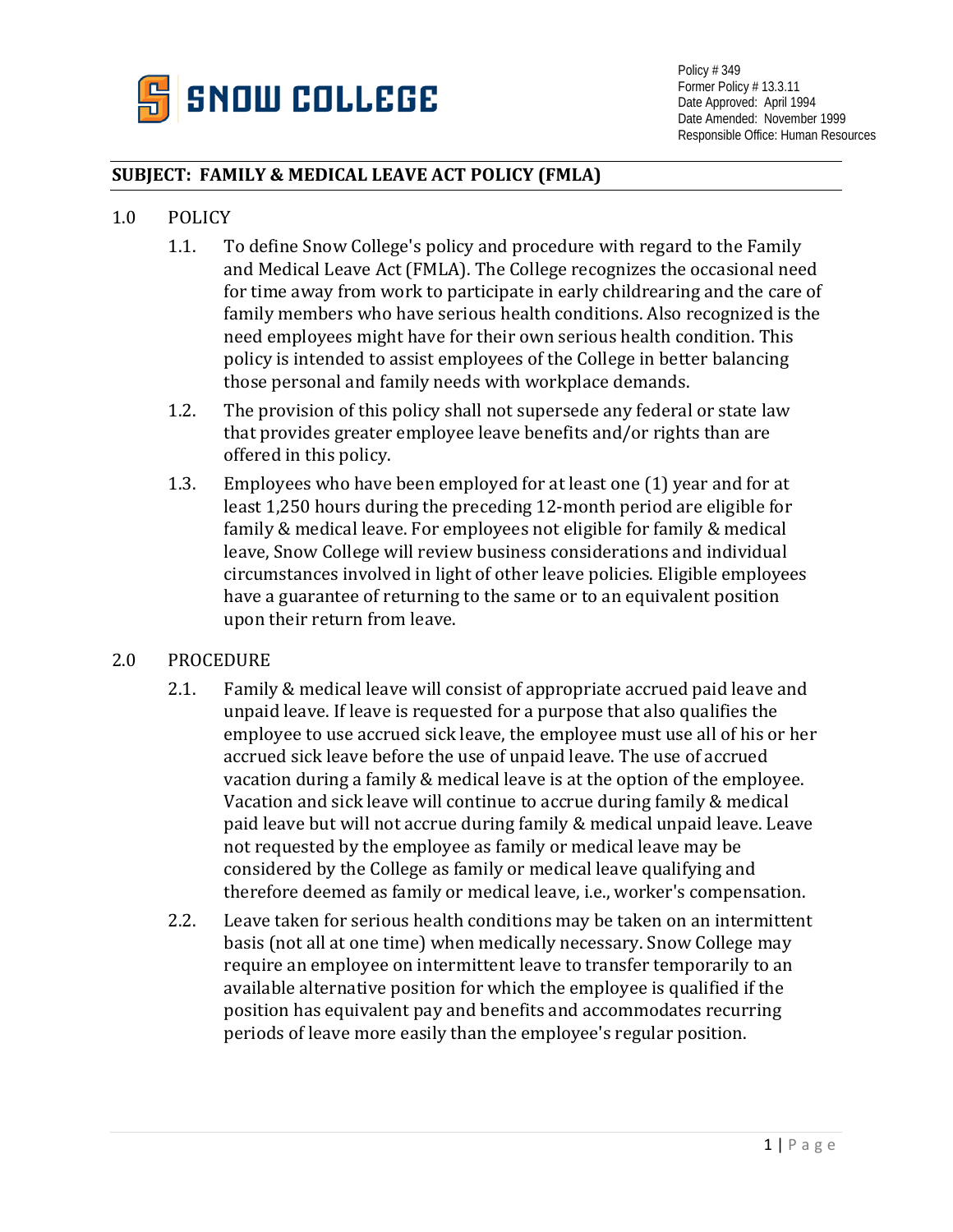**SNOW COLLEGE**

Policy # 349
Former Policy # 13.3.11
Date Approved: April 1994
Date Amended: November 1999
Responsible Office: Human Resources

## SUBJECT: FAMILY & MEDICAL LEAVE ACT POLICY (FMLA)

1.0 POLICY

1.1. To define Snow College's policy and procedure with regard to the Family and Medical Leave Act (FMLA). The College recognizes the occasional need for time away from work to participate in early childrearing and the care of family members who have serious health conditions. Also recognized is the need employees might have for their own serious health condition. This policy is intended to assist employees of the College in better balancing those personal and family needs with workplace demands.

1.2. The provision of this policy shall not supersede any federal or state law that provides greater employee leave benefits and/or rights than are offered in this policy.

1.3. Employees who have been employed for at least one (1) year and for at least 1,250 hours during the preceding 12-month period are eligible for family & medical leave. For employees not eligible for family & medical leave, Snow College will review business considerations and individual circumstances involved in light of other leave policies. Eligible employees have a guarantee of returning to the same or to an equivalent position upon their return from leave.

2.0 PROCEDURE

2.1. Family & medical leave will consist of appropriate accrued paid leave and unpaid leave. If leave is requested for a purpose that also qualifies the employee to use accrued sick leave, the employee must use all of his or her accrued sick leave before the use of unpaid leave. The use of accrued vacation during a family & medical leave is at the option of the employee. Vacation and sick leave will continue to accrue during family & medical paid leave but will not accrue during family & medical unpaid leave. Leave not requested by the employee as family or medical leave may be considered by the College as family or medical leave qualifying and therefore deemed as family or medical leave, i.e., worker's compensation.

2.2. Leave taken for serious health conditions may be taken on an intermittent basis (not all at one time) when medically necessary. Snow College may require an employee on intermittent leave to transfer temporarily to an available alternative position for which the employee is qualified if the position has equivalent pay and benefits and accommodates recurring periods of leave more easily than the employee's regular position.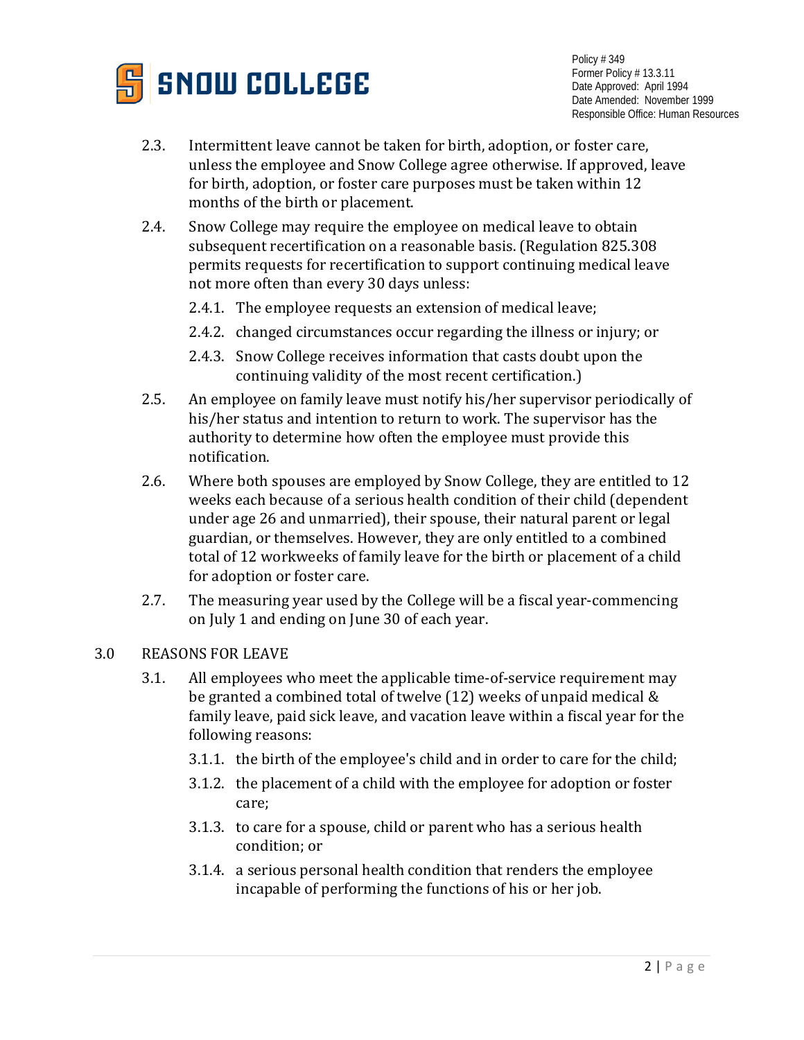2.3. Intermittent leave cannot be taken for birth, adoption, or foster care, unless the employee and Snow College agree otherwise. If approved, leave for birth, adoption, or foster care purposes must be taken within 12 months of the birth or placement.

2.4. Snow College may require the employee on medical leave to obtain subsequent recertification on a reasonable basis. (Regulation 825.308 permits requests for recertification to support continuing medical leave not more often than every 30 days unless:

- 2.4.1. The employee requests an extension of medical leave;
- 2.4.2. changed circumstances occur regarding the illness or injury; or
- 2.4.3. Snow College receives information that casts doubt upon the continuing validity of the most recent certification.)

2.5. An employee on family leave must notify his/her supervisor periodically of his/her status and intention to return to work. The supervisor has the authority to determine how often the employee must provide this notification.

2.6. Where both spouses are employed by Snow College, they are entitled to 12 weeks each because of a serious health condition of their child (dependent under age 26 and unmarried), their spouse, their natural parent or legal guardian, or themselves. However, they are only entitled to a combined total of 12 workweeks of family leave for the birth or placement of a child for adoption or foster care.

2.7. The measuring year used by the College will be a fiscal year-commencing on July 1 and ending on June 30 of each year.

## 3.0 REASONS FOR LEAVE

3.1. All employees who meet the applicable time-of-service requirement may be granted a combined total of twelve (12) weeks of unpaid medical & family leave, paid sick leave, and vacation leave within a fiscal year for the following reasons:

- 3.1.1. the birth of the employee's child and in order to care for the child;
- 3.1.2. the placement of a child with the employee for adoption or foster care;
- 3.1.3. to care for a spouse, child or parent who has a serious health condition; or
- 3.1.4. a serious personal health condition that renders the employee incapable of performing the functions of his or her job.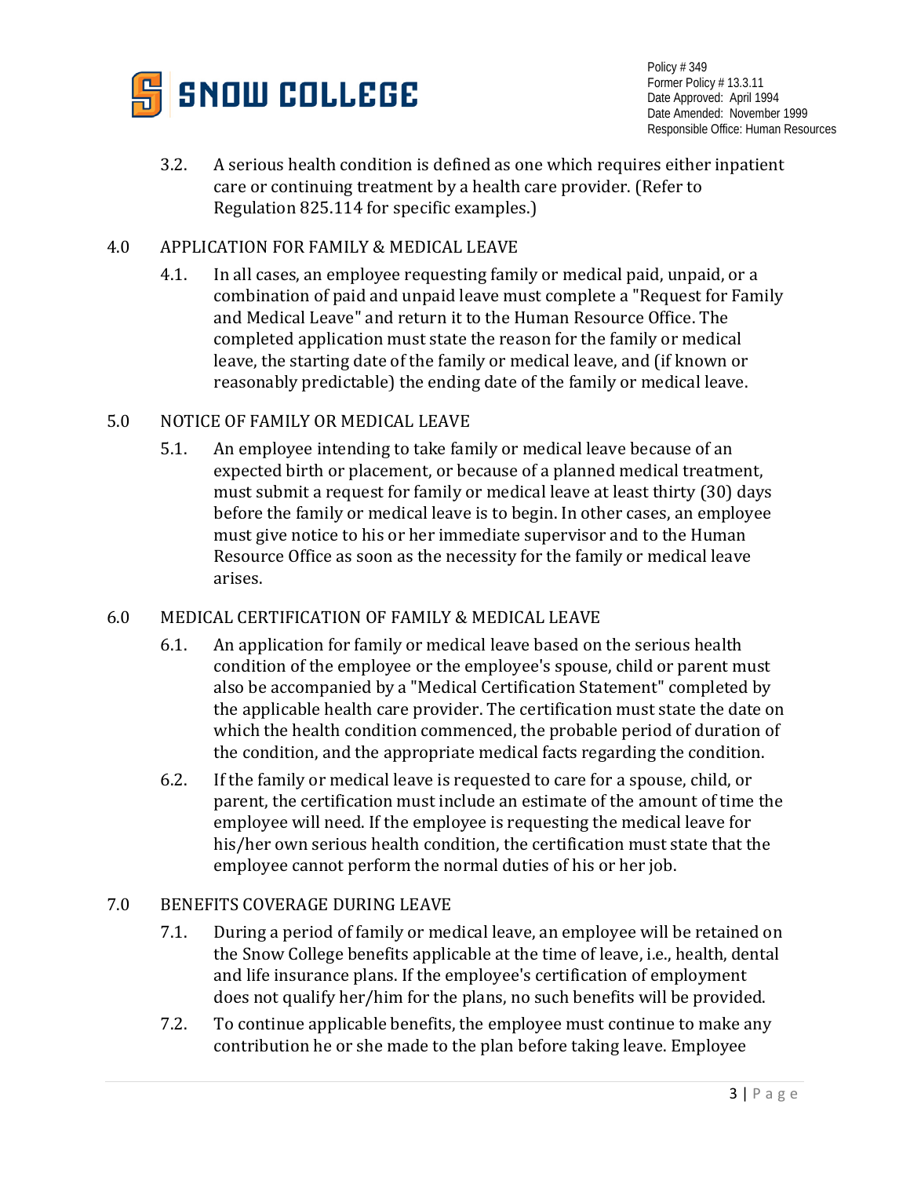3.2. A serious health condition is defined as one which requires either inpatient care or continuing treatment by a health care provider. (Refer to Regulation 825.114 for specific examples.)

## 4.0 APPLICATION FOR FAMILY & MEDICAL LEAVE

4.1. In all cases, an employee requesting family or medical paid, unpaid, or a combination of paid and unpaid leave must complete a "Request for Family and Medical Leave" and return it to the Human Resource Office. The completed application must state the reason for the family or medical leave, the starting date of the family or medical leave, and (if known or reasonably predictable) the ending date of the family or medical leave.

## 5.0 NOTICE OF FAMILY OR MEDICAL LEAVE

5.1. An employee intending to take family or medical leave because of an expected birth or placement, or because of a planned medical treatment, must submit a request for family or medical leave at least thirty (30) days before the family or medical leave is to begin. In other cases, an employee must give notice to his or her immediate supervisor and to the Human Resource Office as soon as the necessity for the family or medical leave arises.

## 6.0 MEDICAL CERTIFICATION OF FAMILY & MEDICAL LEAVE

6.1. An application for family or medical leave based on the serious health condition of the employee or the employee's spouse, child or parent must also be accompanied by a "Medical Certification Statement" completed by the applicable health care provider. The certification must state the date on which the health condition commenced, the probable period of duration of the condition, and the appropriate medical facts regarding the condition.

6.2. If the family or medical leave is requested to care for a spouse, child, or parent, the certification must include an estimate of the amount of time the employee will need. If the employee is requesting the medical leave for his/her own serious health condition, the certification must state that the employee cannot perform the normal duties of his or her job.

## 7.0 BENEFITS COVERAGE DURING LEAVE

7.1. During a period of family or medical leave, an employee will be retained on the Snow College benefits applicable at the time of leave, i.e., health, dental and life insurance plans. If the employee's certification of employment does not qualify her/him for the plans, no such benefits will be provided.

7.2. To continue applicable benefits, the employee must continue to make any contribution he or she made to the plan before taking leave. Employee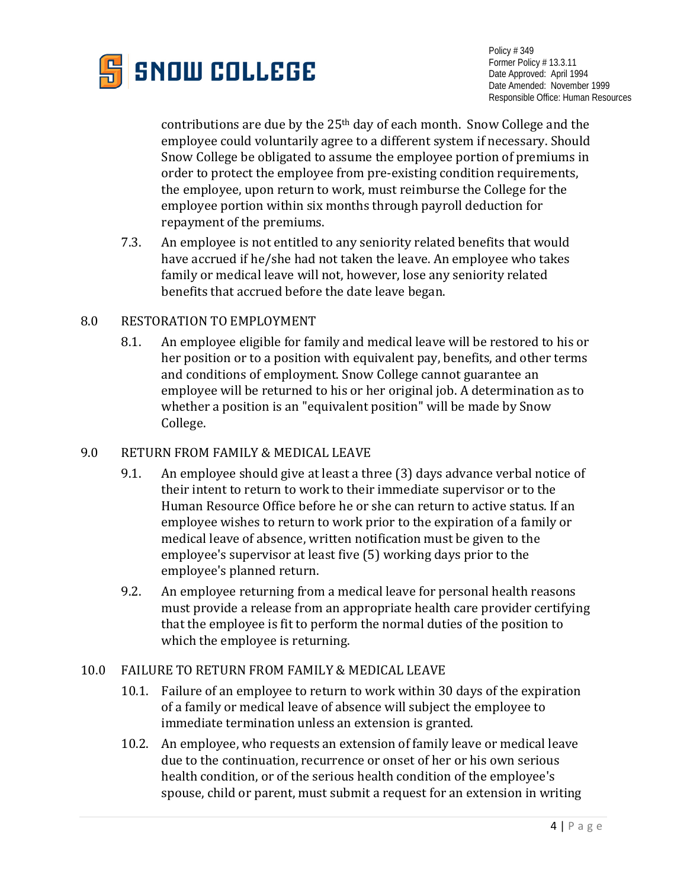contributions are due by the 25th day of each month. Snow College and the employee could voluntarily agree to a different system if necessary. Should Snow College be obligated to assume the employee portion of premiums in order to protect the employee from pre-existing condition requirements, the employee, upon return to work, must reimburse the College for the employee portion within six months through payroll deduction for repayment of the premiums.

7.3. An employee is not entitled to any seniority related benefits that would have accrued if he/she had not taken the leave. An employee who takes family or medical leave will not, however, lose any seniority related benefits that accrued before the date leave began.

## 8.0 RESTORATION TO EMPLOYMENT

8.1. An employee eligible for family and medical leave will be restored to his or her position or to a position with equivalent pay, benefits, and other terms and conditions of employment. Snow College cannot guarantee an employee will be returned to his or her original job. A determination as to whether a position is an "equivalent position" will be made by Snow College.

## 9.0 RETURN FROM FAMILY & MEDICAL LEAVE

9.1. An employee should give at least a three (3) days advance verbal notice of their intent to return to work to their immediate supervisor or to the Human Resource Office before he or she can return to active status. If an employee wishes to return to work prior to the expiration of a family or medical leave of absence, written notification must be given to the employee's supervisor at least five (5) working days prior to the employee's planned return.

9.2. An employee returning from a medical leave for personal health reasons must provide a release from an appropriate health care provider certifying that the employee is fit to perform the normal duties of the position to which the employee is returning.

## 10.0 FAILURE TO RETURN FROM FAMILY & MEDICAL LEAVE

10.1. Failure of an employee to return to work within 30 days of the expiration of a family or medical leave of absence will subject the employee to immediate termination unless an extension is granted.

10.2. An employee, who requests an extension of family leave or medical leave due to the continuation, recurrence or onset of her or his own serious health condition, or of the serious health condition of the employee's spouse, child or parent, must submit a request for an extension in writing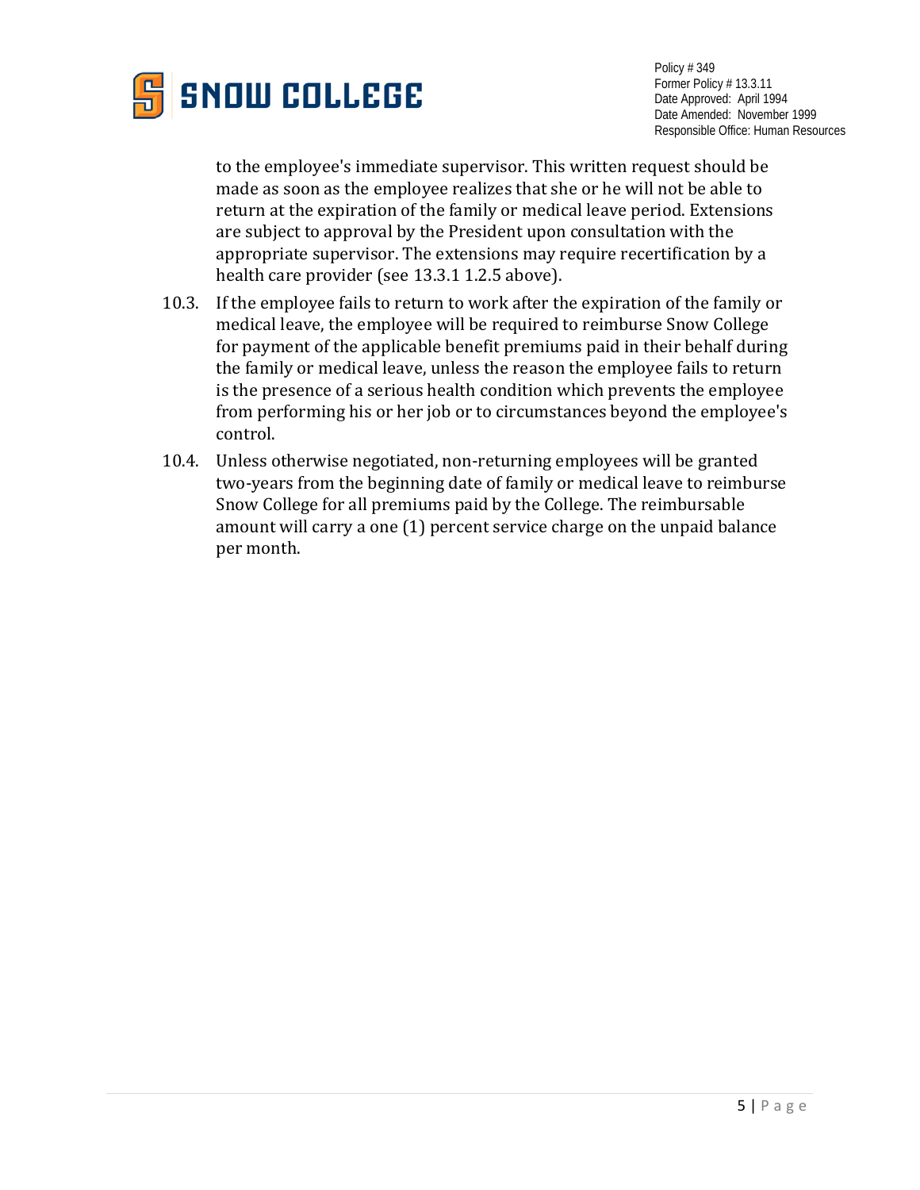to the employee's immediate supervisor. This written request should be made as soon as the employee realizes that she or he will not be able to return at the expiration of the family or medical leave period. Extensions are subject to approval by the President upon consultation with the appropriate supervisor. The extensions may require recertification by a health care provider (see 13.3.1 1.2.5 above).

10.3. If the employee fails to return to work after the expiration of the family or medical leave, the employee will be required to reimburse Snow College for payment of the applicable benefit premiums paid in their behalf during the family or medical leave, unless the reason the employee fails to return is the presence of a serious health condition which prevents the employee from performing his or her job or to circumstances beyond the employee's control.

10.4. Unless otherwise negotiated, non-returning employees will be granted two-years from the beginning date of family or medical leave to reimburse Snow College for all premiums paid by the College. The reimbursable amount will carry a one (1) percent service charge on the unpaid balance per month.